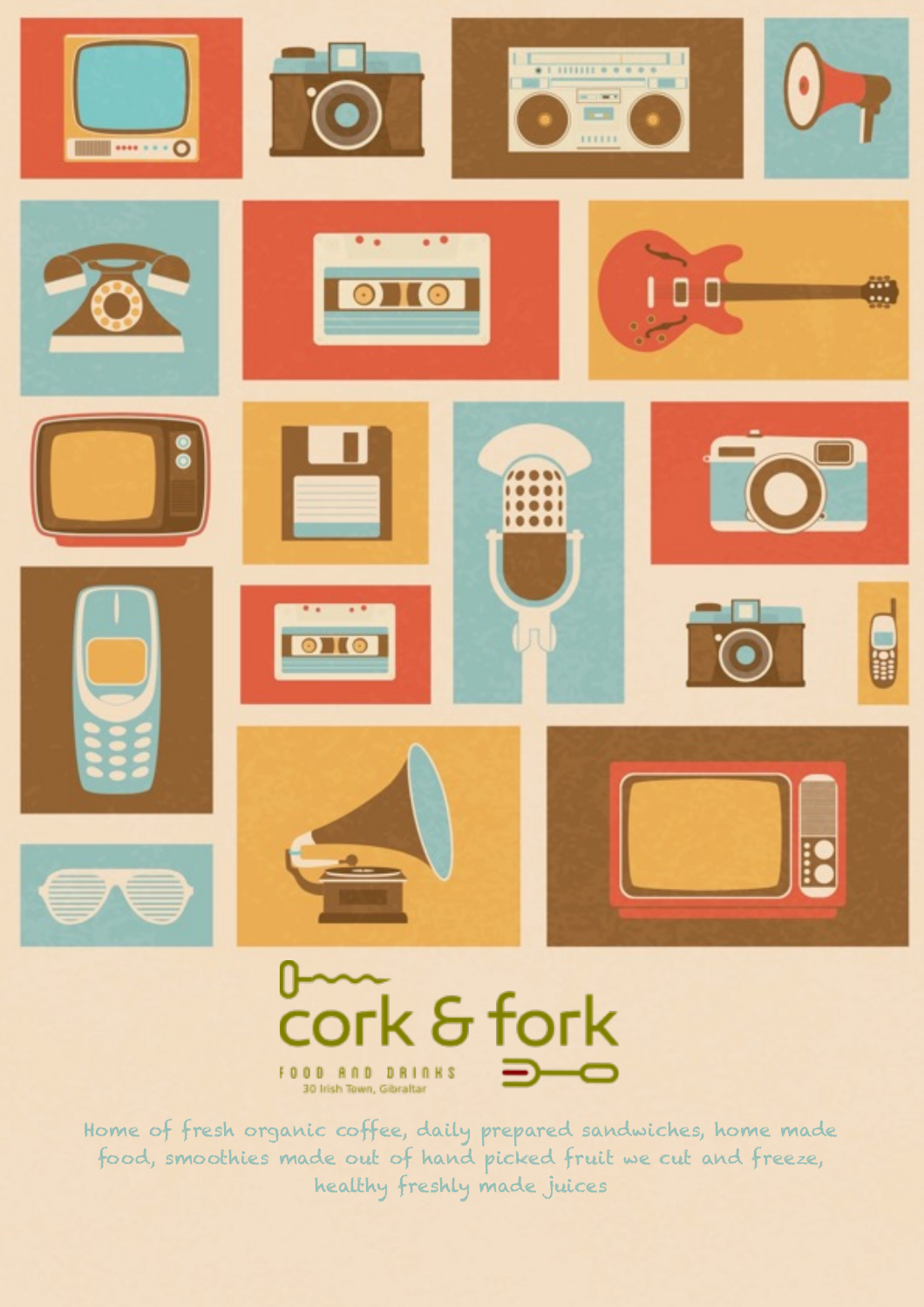# cork & fork

FOOD AND DRINKS

30 Irish Town, Gibraltar

Home of fresh organic coffee, daily prepared sandwiches, home made food, smoothies made out of hand picked fruit we cut and freeze, healthy freshly made juices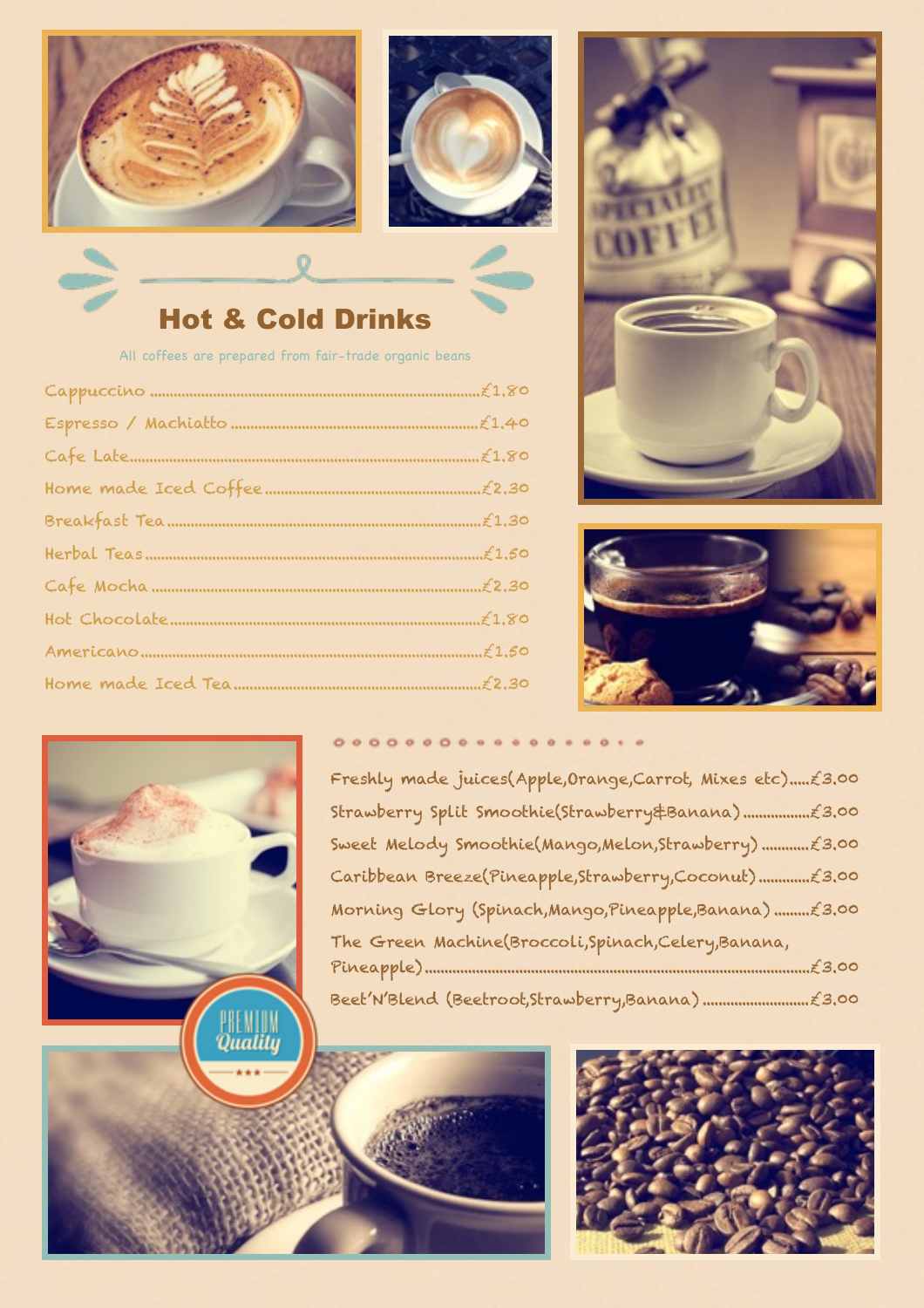# Hot & Cold Drinks

All coffees are prepared from fair-trade organic beans

- Cappuccino ........ £1.80
- Espresso / Machiatto ........ £1.40
- Cafe Late ........ £1.80
- Home made Iced Coffee ........ £2.30
- Breakfast Tea ........ £1.30
- Herbal Teas ........ £1.50
- Cafe Mocha ........ £2.30
- Hot Chocolate ........ £1.80
- Americano ........ £1.50
- Home made Iced Tea ........ £2.30

- Freshly made juices(Apple,Orange,Carrot, Mixes etc) ........ £3.00
- Strawberry Split Smoothie(Strawberry&Banana) ........ £3.00
- Sweet Melody Smoothie(Mango,Melon,Strawberry) ........ £3.00
- Caribbean Breeze(Pineapple,Strawberry,Coconut) ........ £3.00
- Morning Glory (Spinach,Mango,Pineapple,Banana) ........ £3.00
- The Green Machine(Broccoli,Spinach,Celery,Banana, Pineapple) ........ £3.00
- Beet'N'Blend (Beetroot,Strawberry,Banana) ........ £3.00

PREMIUM Quality ★★★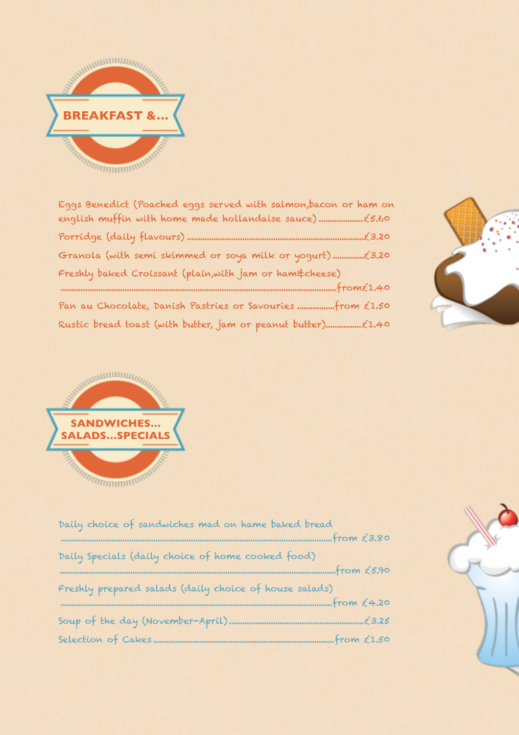## BREAKFAST &...

Eggs Benedict (Poached eggs served with salmon,bacon or ham on english muffin with home made hollandaise sauce) ....................£5.60

Porridge (daily flavours) ....................£3.20

Granola (with semi skimmed or soya milk or yogurt) ..............£3.20

Freshly baked Croissant (plain,with jam or ham&cheese) ....................from£1.40

Pan au Chocolate, Danish Pastries or Savouries ..................from £1.50

Rustic bread toast (with butter, jam or peanut butter)................£1.40

## SANDWICHES... SALADS...SPECIALS

Daily choice of sandwiches mad on hame baked bread ....................from £3.80

Daily Specials (daily choice of home cooked food) ....................from £5.90

Freshly prepared salads (daily choice of house salads) ....................from £4.20

Soup of the day (November-April)....................£3.25

Selection of Cakes....................from £1.50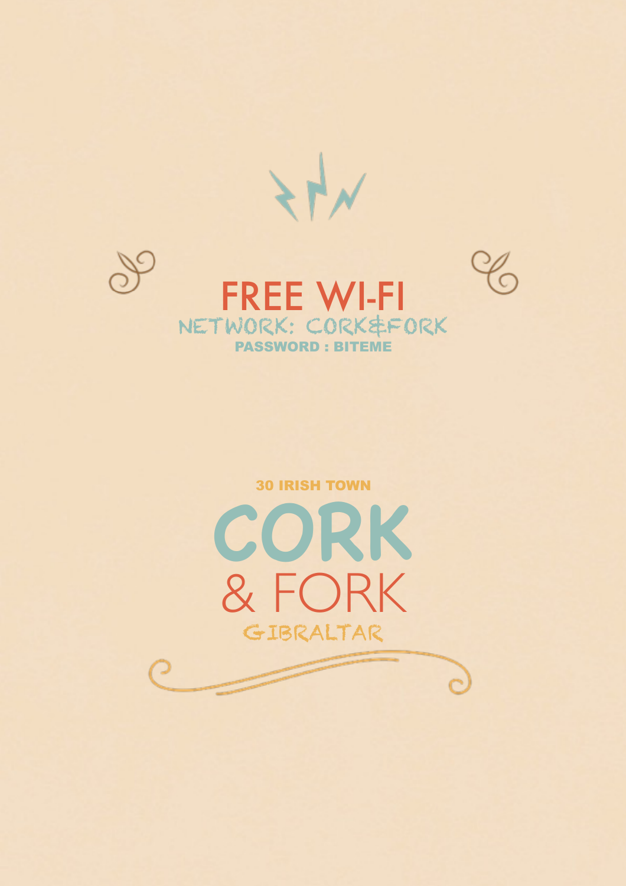# FREE WI-FI

NETWORK: CORK&FORK

**PASSWORD : BITEME**

30 IRISH TOWN

# CORK

## & FORK

GIBRALTAR